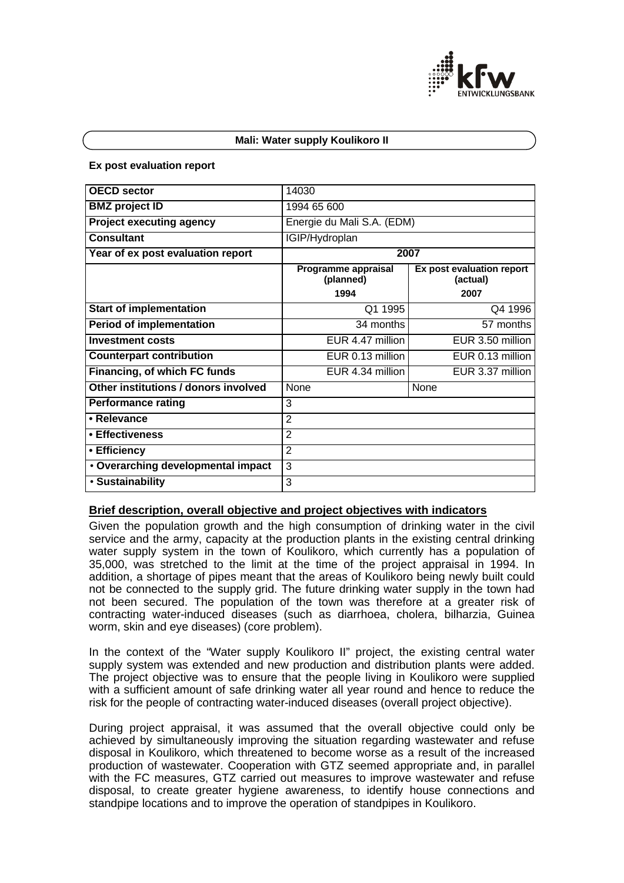**Mali: Water supply Koulikoro II**

**Ex post evaluation report**

| OECD sector | 14030 | |
|---|---|---|
| **BMZ project ID** | 1994 65 600 | |
| **Project executing agency** | Energie du Mali S.A. (EDM) | |
| **Consultant** | IGIP/Hydroplan | |
| **Year of ex post evaluation report** | 2007 | |
| | **Programme appraisal (planned)** **1994** | **Ex post evaluation report (actual)** **2007** |
| **Start of implementation** | Q1 1995 | Q4 1996 |
| **Period of implementation** | 34 months | 57 months |
| **Investment costs** | EUR 4.47 million | EUR 3.50 million |
| **Counterpart contribution** | EUR 0.13 million | EUR 0.13 million |
| **Financing, of which FC funds** | EUR 4.34 million | EUR 3.37 million |
| **Other institutions / donors involved** | None | None |
| **Performance rating** | 3 | |
| **• Relevance** | 2 | |
| **• Effectiveness** | 2 | |
| **• Efficiency** | 2 | |
| **• Overarching developmental impact** | 3 | |
| **• Sustainability** | 3 | |

## Brief description, overall objective and project objectives with indicators

Given the population growth and the high consumption of drinking water in the civil service and the army, capacity at the production plants in the existing central drinking water supply system in the town of Koulikoro, which currently has a population of 35,000, was stretched to the limit at the time of the project appraisal in 1994. In addition, a shortage of pipes meant that the areas of Koulikoro being newly built could not be connected to the supply grid. The future drinking water supply in the town had not been secured. The population of the town was therefore at a greater risk of contracting water-induced diseases (such as diarrhoea, cholera, bilharzia, Guinea worm, skin and eye diseases) (core problem).

In the context of the "Water supply Koulikoro II" project, the existing central water supply system was extended and new production and distribution plants were added. The project objective was to ensure that the people living in Koulikoro were supplied with a sufficient amount of safe drinking water all year round and hence to reduce the risk for the people of contracting water-induced diseases (overall project objective).

During project appraisal, it was assumed that the overall objective could only be achieved by simultaneously improving the situation regarding wastewater and refuse disposal in Koulikoro, which threatened to become worse as a result of the increased production of wastewater. Cooperation with GTZ seemed appropriate and, in parallel with the FC measures, GTZ carried out measures to improve wastewater and refuse disposal, to create greater hygiene awareness, to identify house connections and standpipe locations and to improve the operation of standpipes in Koulikoro.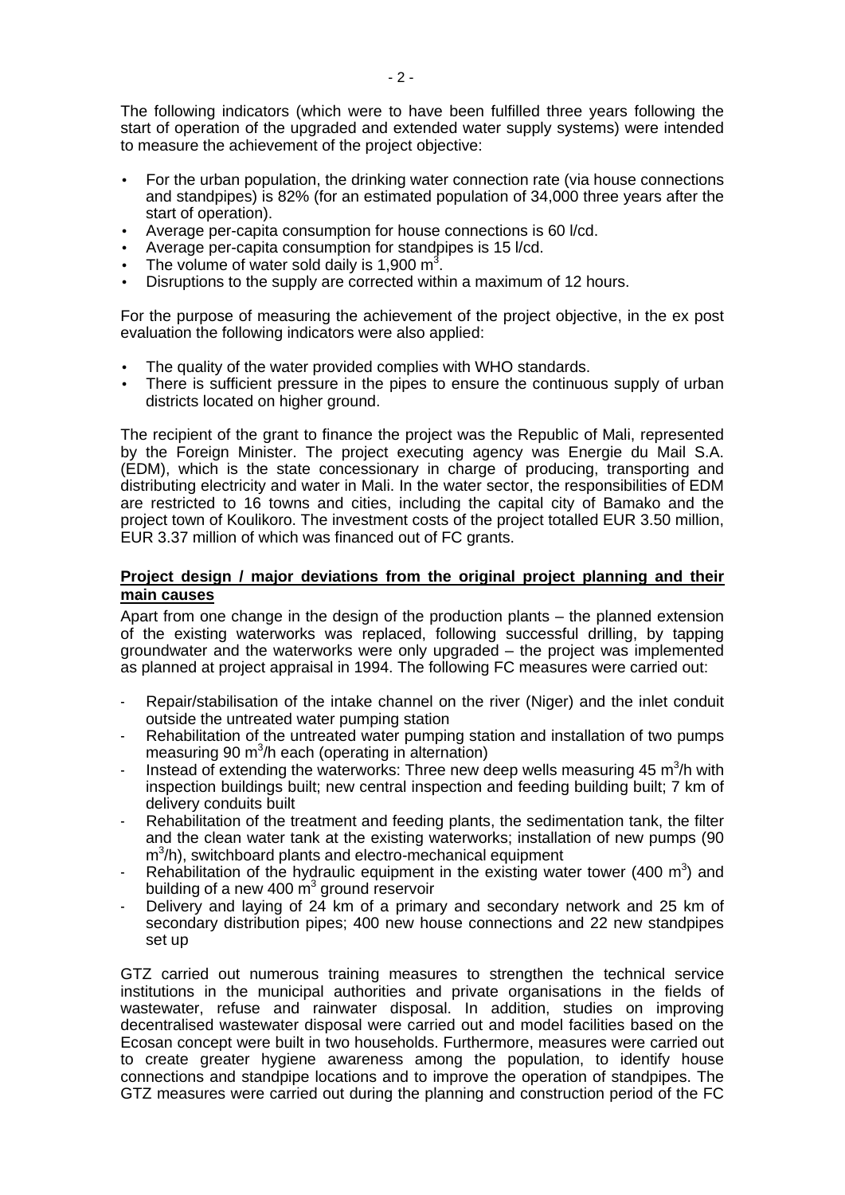The following indicators (which were to have been fulfilled three years following the start of operation of the upgraded and extended water supply systems) were intended to measure the achievement of the project objective:

- For the urban population, the drinking water connection rate (via house connections and standpipes) is 82% (for an estimated population of 34,000 three years after the start of operation).
- Average per-capita consumption for house connections is 60 l/cd.
- Average per-capita consumption for standpipes is 15 l/cd.
- The volume of water sold daily is 1,900 $m^3$.
- Disruptions to the supply are corrected within a maximum of 12 hours.

For the purpose of measuring the achievement of the project objective, in the ex post evaluation the following indicators were also applied:

- The quality of the water provided complies with WHO standards.
- There is sufficient pressure in the pipes to ensure the continuous supply of urban districts located on higher ground.

The recipient of the grant to finance the project was the Republic of Mali, represented by the Foreign Minister. The project executing agency was Energie du Mail S.A. (EDM), which is the state concessionary in charge of producing, transporting and distributing electricity and water in Mali. In the water sector, the responsibilities of EDM are restricted to 16 towns and cities, including the capital city of Bamako and the project town of Koulikoro. The investment costs of the project totalled EUR 3.50 million, EUR 3.37 million of which was financed out of FC grants.

**Project design / major deviations from the original project planning and their main causes**

Apart from one change in the design of the production plants – the planned extension of the existing waterworks was replaced, following successful drilling, by tapping groundwater and the waterworks were only upgraded – the project was implemented as planned at project appraisal in 1994. The following FC measures were carried out:

- Repair/stabilisation of the intake channel on the river (Niger) and the inlet conduit outside the untreated water pumping station
- Rehabilitation of the untreated water pumping station and installation of two pumps measuring 90 $m^3$/h each (operating in alternation)
- Instead of extending the waterworks: Three new deep wells measuring 45 $m^3$/h with inspection buildings built; new central inspection and feeding building built; 7 km of delivery conduits built
- Rehabilitation of the treatment and feeding plants, the sedimentation tank, the filter and the clean water tank at the existing waterworks; installation of new pumps (90 $m^3$/h), switchboard plants and electro-mechanical equipment
- Rehabilitation of the hydraulic equipment in the existing water tower (400 $m^3$) and building of a new 400 $m^3$ ground reservoir
- Delivery and laying of 24 km of a primary and secondary network and 25 km of secondary distribution pipes; 400 new house connections and 22 new standpipes set up

GTZ carried out numerous training measures to strengthen the technical service institutions in the municipal authorities and private organisations in the fields of wastewater, refuse and rainwater disposal. In addition, studies on improving decentralised wastewater disposal were carried out and model facilities based on the Ecosan concept were built in two households. Furthermore, measures were carried out to create greater hygiene awareness among the population, to identify house connections and standpipe locations and to improve the operation of standpipes. The GTZ measures were carried out during the planning and construction period of the FC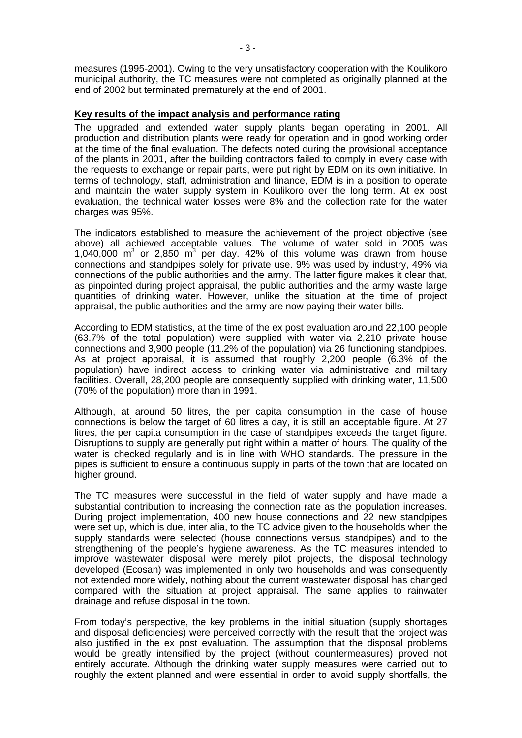measures (1995-2001). Owing to the very unsatisfactory cooperation with the Koulikoro municipal authority, the TC measures were not completed as originally planned at the end of 2002 but terminated prematurely at the end of 2001.

**Key results of the impact analysis and performance rating**

The upgraded and extended water supply plants began operating in 2001. All production and distribution plants were ready for operation and in good working order at the time of the final evaluation. The defects noted during the provisional acceptance of the plants in 2001, after the building contractors failed to comply in every case with the requests to exchange or repair parts, were put right by EDM on its own initiative. In terms of technology, staff, administration and finance, EDM is in a position to operate and maintain the water supply system in Koulikoro over the long term. At ex post evaluation, the technical water losses were 8% and the collection rate for the water charges was 95%.

The indicators established to measure the achievement of the project objective (see above) all achieved acceptable values. The volume of water sold in 2005 was 1,040,000 $m^3$ or 2,850 $m^3$ per day. 42% of this volume was drawn from house connections and standpipes solely for private use. 9% was used by industry, 49% via connections of the public authorities and the army. The latter figure makes it clear that, as pinpointed during project appraisal, the public authorities and the army waste large quantities of drinking water. However, unlike the situation at the time of project appraisal, the public authorities and the army are now paying their water bills.

According to EDM statistics, at the time of the ex post evaluation around 22,100 people (63.7% of the total population) were supplied with water via 2,210 private house connections and 3,900 people (11.2% of the population) via 26 functioning standpipes. As at project appraisal, it is assumed that roughly 2,200 people (6.3% of the population) have indirect access to drinking water via administrative and military facilities. Overall, 28,200 people are consequently supplied with drinking water, 11,500 (70% of the population) more than in 1991.

Although, at around 50 litres, the per capita consumption in the case of house connections is below the target of 60 litres a day, it is still an acceptable figure. At 27 litres, the per capita consumption in the case of standpipes exceeds the target figure. Disruptions to supply are generally put right within a matter of hours. The quality of the water is checked regularly and is in line with WHO standards. The pressure in the pipes is sufficient to ensure a continuous supply in parts of the town that are located on higher ground.

The TC measures were successful in the field of water supply and have made a substantial contribution to increasing the connection rate as the population increases. During project implementation, 400 new house connections and 22 new standpipes were set up, which is due, inter alia, to the TC advice given to the households when the supply standards were selected (house connections versus standpipes) and to the strengthening of the people's hygiene awareness. As the TC measures intended to improve wastewater disposal were merely pilot projects, the disposal technology developed (Ecosan) was implemented in only two households and was consequently not extended more widely, nothing about the current wastewater disposal has changed compared with the situation at project appraisal. The same applies to rainwater drainage and refuse disposal in the town.

From today's perspective, the key problems in the initial situation (supply shortages and disposal deficiencies) were perceived correctly with the result that the project was also justified in the ex post evaluation. The assumption that the disposal problems would be greatly intensified by the project (without countermeasures) proved not entirely accurate. Although the drinking water supply measures were carried out to roughly the extent planned and were essential in order to avoid supply shortfalls, the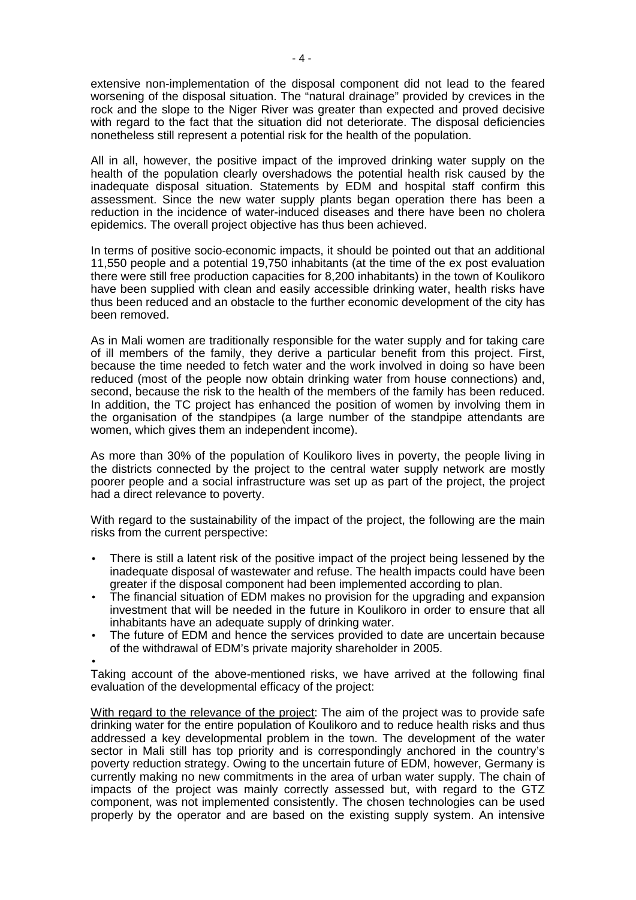extensive non-implementation of the disposal component did not lead to the feared worsening of the disposal situation. The "natural drainage" provided by crevices in the rock and the slope to the Niger River was greater than expected and proved decisive with regard to the fact that the situation did not deteriorate. The disposal deficiencies nonetheless still represent a potential risk for the health of the population.

All in all, however, the positive impact of the improved drinking water supply on the health of the population clearly overshadows the potential health risk caused by the inadequate disposal situation. Statements by EDM and hospital staff confirm this assessment. Since the new water supply plants began operation there has been a reduction in the incidence of water-induced diseases and there have been no cholera epidemics. The overall project objective has thus been achieved.

In terms of positive socio-economic impacts, it should be pointed out that an additional 11,550 people and a potential 19,750 inhabitants (at the time of the ex post evaluation there were still free production capacities for 8,200 inhabitants) in the town of Koulikoro have been supplied with clean and easily accessible drinking water, health risks have thus been reduced and an obstacle to the further economic development of the city has been removed.

As in Mali women are traditionally responsible for the water supply and for taking care of ill members of the family, they derive a particular benefit from this project. First, because the time needed to fetch water and the work involved in doing so have been reduced (most of the people now obtain drinking water from house connections) and, second, because the risk to the health of the members of the family has been reduced. In addition, the TC project has enhanced the position of women by involving them in the organisation of the standpipes (a large number of the standpipe attendants are women, which gives them an independent income).

As more than 30% of the population of Koulikoro lives in poverty, the people living in the districts connected by the project to the central water supply network are mostly poorer people and a social infrastructure was set up as part of the project, the project had a direct relevance to poverty.

With regard to the sustainability of the impact of the project, the following are the main risks from the current perspective:

- There is still a latent risk of the positive impact of the project being lessened by the inadequate disposal of wastewater and refuse. The health impacts could have been greater if the disposal component had been implemented according to plan.
- The financial situation of EDM makes no provision for the upgrading and expansion investment that will be needed in the future in Koulikoro in order to ensure that all inhabitants have an adequate supply of drinking water.
- The future of EDM and hence the services provided to date are uncertain because of the withdrawal of EDM's private majority shareholder in 2005.

Taking account of the above-mentioned risks, we have arrived at the following final evaluation of the developmental efficacy of the project:

With regard to the relevance of the project: The aim of the project was to provide safe drinking water for the entire population of Koulikoro and to reduce health risks and thus addressed a key developmental problem in the town. The development of the water sector in Mali still has top priority and is correspondingly anchored in the country's poverty reduction strategy. Owing to the uncertain future of EDM, however, Germany is currently making no new commitments in the area of urban water supply. The chain of impacts of the project was mainly correctly assessed but, with regard to the GTZ component, was not implemented consistently. The chosen technologies can be used properly by the operator and are based on the existing supply system. An intensive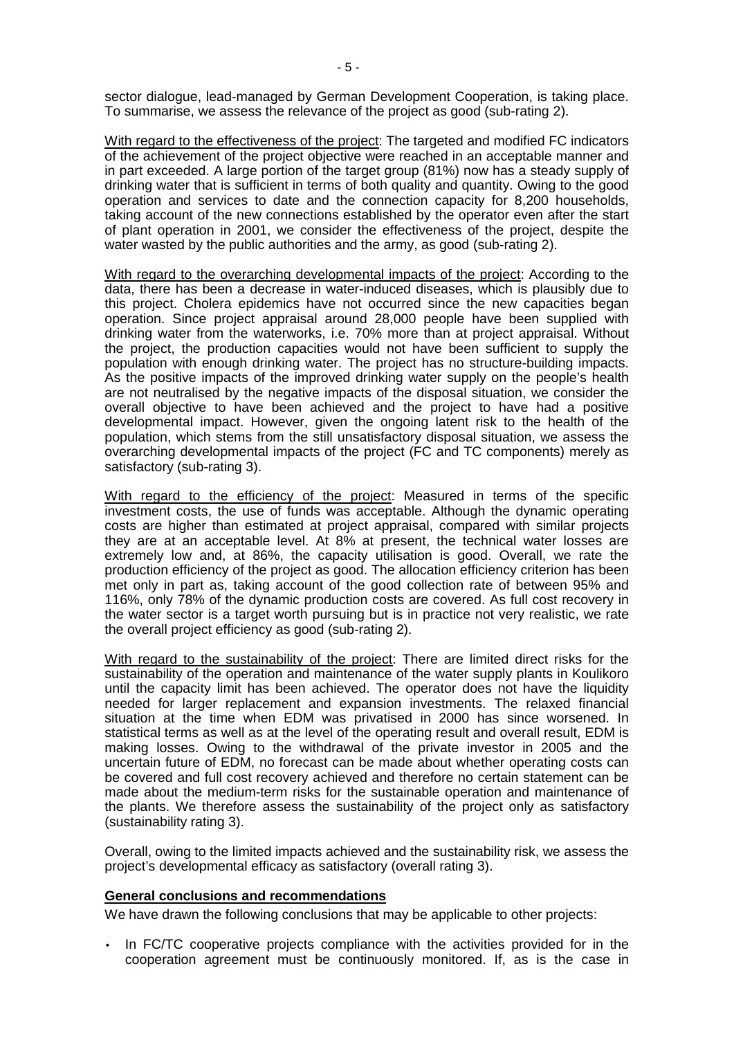sector dialogue, lead-managed by German Development Cooperation, is taking place. To summarise, we assess the relevance of the project as good (sub-rating 2).

With regard to the effectiveness of the project: The targeted and modified FC indicators of the achievement of the project objective were reached in an acceptable manner and in part exceeded. A large portion of the target group (81%) now has a steady supply of drinking water that is sufficient in terms of both quality and quantity. Owing to the good operation and services to date and the connection capacity for 8,200 households, taking account of the new connections established by the operator even after the start of plant operation in 2001, we consider the effectiveness of the project, despite the water wasted by the public authorities and the army, as good (sub-rating 2).

With regard to the overarching developmental impacts of the project: According to the data, there has been a decrease in water-induced diseases, which is plausibly due to this project. Cholera epidemics have not occurred since the new capacities began operation. Since project appraisal around 28,000 people have been supplied with drinking water from the waterworks, i.e. 70% more than at project appraisal. Without the project, the production capacities would not have been sufficient to supply the population with enough drinking water. The project has no structure-building impacts. As the positive impacts of the improved drinking water supply on the people's health are not neutralised by the negative impacts of the disposal situation, we consider the overall objective to have been achieved and the project to have had a positive developmental impact. However, given the ongoing latent risk to the health of the population, which stems from the still unsatisfactory disposal situation, we assess the overarching developmental impacts of the project (FC and TC components) merely as satisfactory (sub-rating 3).

With regard to the efficiency of the project: Measured in terms of the specific investment costs, the use of funds was acceptable. Although the dynamic operating costs are higher than estimated at project appraisal, compared with similar projects they are at an acceptable level. At 8% at present, the technical water losses are extremely low and, at 86%, the capacity utilisation is good. Overall, we rate the production efficiency of the project as good. The allocation efficiency criterion has been met only in part as, taking account of the good collection rate of between 95% and 116%, only 78% of the dynamic production costs are covered. As full cost recovery in the water sector is a target worth pursuing but is in practice not very realistic, we rate the overall project efficiency as good (sub-rating 2).

With regard to the sustainability of the project: There are limited direct risks for the sustainability of the operation and maintenance of the water supply plants in Koulikoro until the capacity limit has been achieved. The operator does not have the liquidity needed for larger replacement and expansion investments. The relaxed financial situation at the time when EDM was privatised in 2000 has since worsened. In statistical terms as well as at the level of the operating result and overall result, EDM is making losses. Owing to the withdrawal of the private investor in 2005 and the uncertain future of EDM, no forecast can be made about whether operating costs can be covered and full cost recovery achieved and therefore no certain statement can be made about the medium-term risks for the sustainable operation and maintenance of the plants. We therefore assess the sustainability of the project only as satisfactory (sustainability rating 3).

Overall, owing to the limited impacts achieved and the sustainability risk, we assess the project's developmental efficacy as satisfactory (overall rating 3).

## General conclusions and recommendations

We have drawn the following conclusions that may be applicable to other projects:

- In FC/TC cooperative projects compliance with the activities provided for in the cooperation agreement must be continuously monitored. If, as is the case in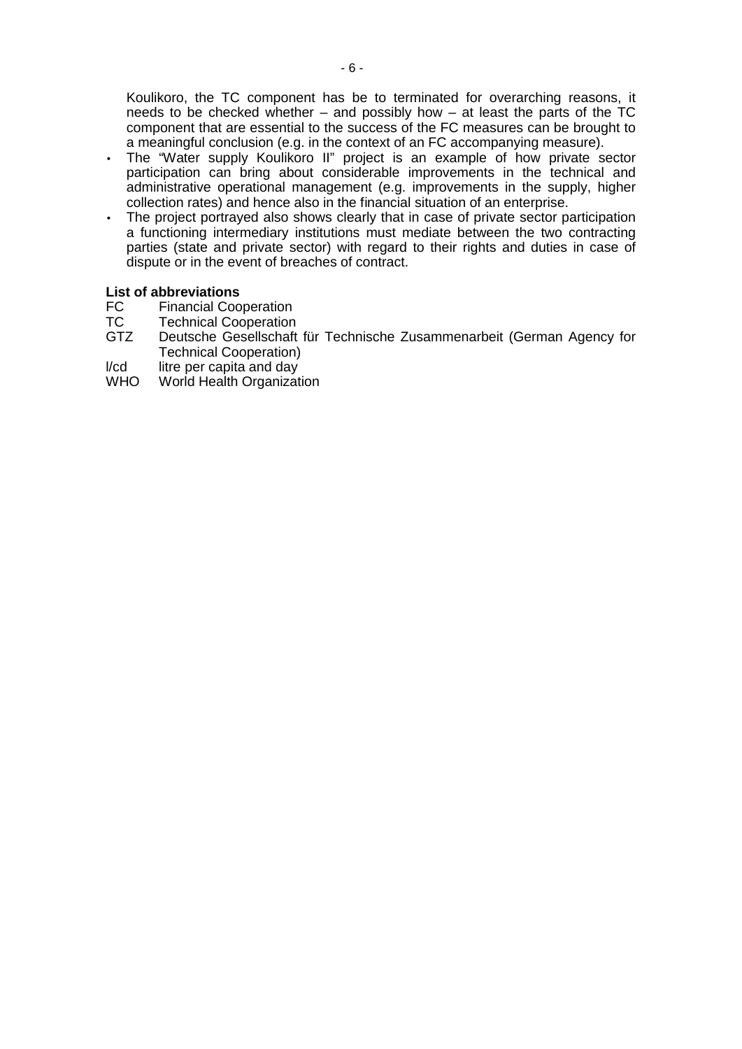Koulikoro, the TC component has be to terminated for overarching reasons, it needs to be checked whether – and possibly how – at least the parts of the TC component that are essential to the success of the FC measures can be brought to a meaningful conclusion (e.g. in the context of an FC accompanying measure).

- The "Water supply Koulikoro II" project is an example of how private sector participation can bring about considerable improvements in the technical and administrative operational management (e.g. improvements in the supply, higher collection rates) and hence also in the financial situation of an enterprise.
- The project portrayed also shows clearly that in case of private sector participation a functioning intermediary institutions must mediate between the two contracting parties (state and private sector) with regard to their rights and duties in case of dispute or in the event of breaches of contract.

**List of abbreviations**

FC Financial Cooperation
TC Technical Cooperation
GTZ Deutsche Gesellschaft für Technische Zusammenarbeit (German Agency for Technical Cooperation)
l/cd litre per capita and day
WHO World Health Organization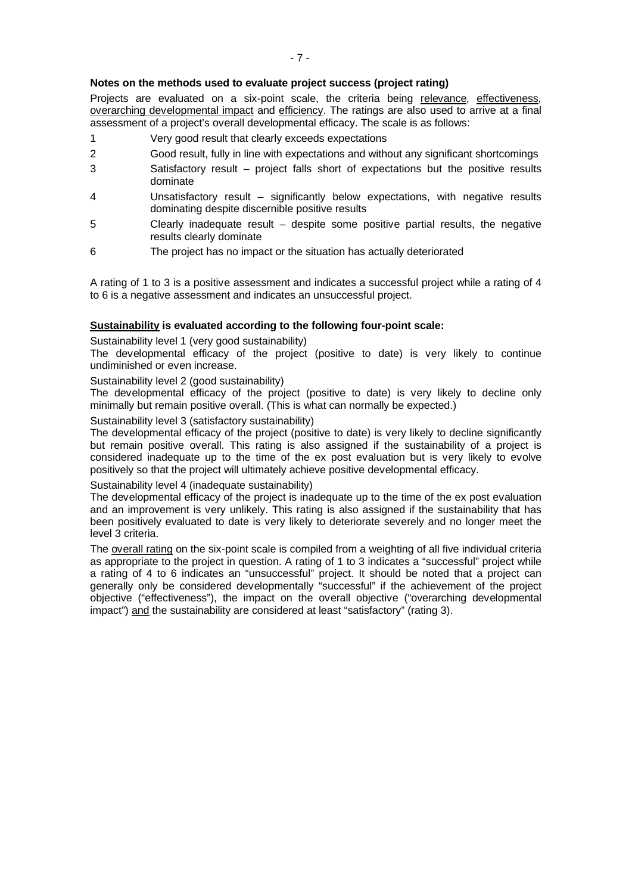**Notes on the methods used to evaluate project success (project rating)**

Projects are evaluated on a six-point scale, the criteria being relevance, effectiveness, overarching developmental impact and efficiency. The ratings are also used to arrive at a final assessment of a project's overall developmental efficacy. The scale is as follows:

1 Very good result that clearly exceeds expectations

2 Good result, fully in line with expectations and without any significant shortcomings

3 Satisfactory result – project falls short of expectations but the positive results dominate

4 Unsatisfactory result – significantly below expectations, with negative results dominating despite discernible positive results

5 Clearly inadequate result – despite some positive partial results, the negative results clearly dominate

6 The project has no impact or the situation has actually deteriorated

A rating of 1 to 3 is a positive assessment and indicates a successful project while a rating of 4 to 6 is a negative assessment and indicates an unsuccessful project.

**Sustainability is evaluated according to the following four-point scale:**

Sustainability level 1 (very good sustainability)
The developmental efficacy of the project (positive to date) is very likely to continue undiminished or even increase.

Sustainability level 2 (good sustainability)
The developmental efficacy of the project (positive to date) is very likely to decline only minimally but remain positive overall. (This is what can normally be expected.)

Sustainability level 3 (satisfactory sustainability)
The developmental efficacy of the project (positive to date) is very likely to decline significantly but remain positive overall. This rating is also assigned if the sustainability of a project is considered inadequate up to the time of the ex post evaluation but is very likely to evolve positively so that the project will ultimately achieve positive developmental efficacy.

Sustainability level 4 (inadequate sustainability)
The developmental efficacy of the project is inadequate up to the time of the ex post evaluation and an improvement is very unlikely. This rating is also assigned if the sustainability that has been positively evaluated to date is very likely to deteriorate severely and no longer meet the level 3 criteria.

The overall rating on the six-point scale is compiled from a weighting of all five individual criteria as appropriate to the project in question. A rating of 1 to 3 indicates a "successful" project while a rating of 4 to 6 indicates an "unsuccessful" project. It should be noted that a project can generally only be considered developmentally "successful" if the achievement of the project objective ("effectiveness"), the impact on the overall objective ("overarching developmental impact") and the sustainability are considered at least "satisfactory" (rating 3).